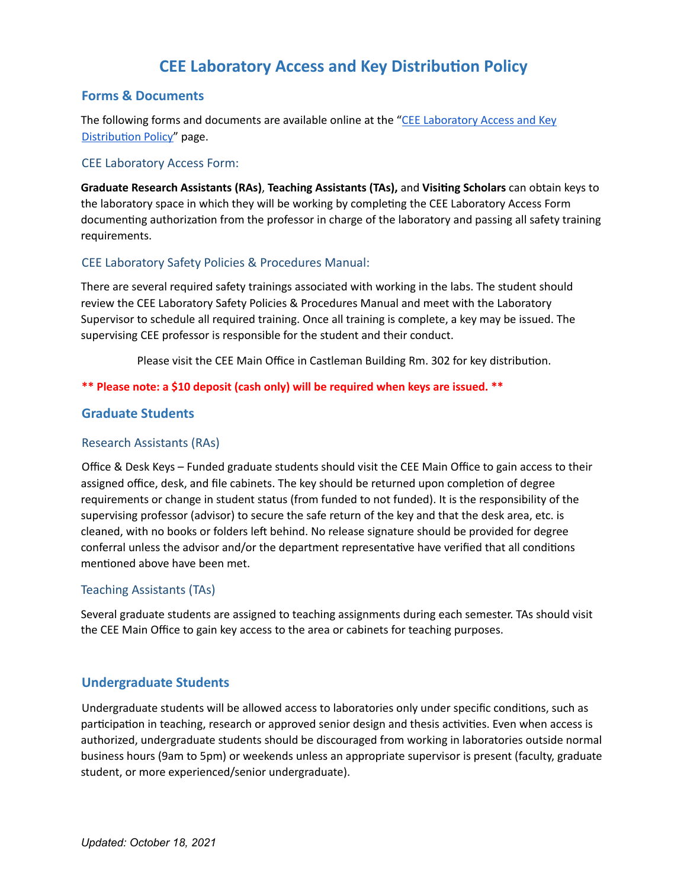# CEE Laboratory Access and Key Distribution Policy

## Forms & Documents

The following forms and documents are available online at the "[CEE Laboratory Access and Key Distribution Policy]" page.

### CEE Laboratory Access Form:

**Graduate Research Assistants (RAs)**, **Teaching Assistants (TAs),** and **Visiting Scholars** can obtain keys to the laboratory space in which they will be working by completing the CEE Laboratory Access Form documenting authorization from the professor in charge of the laboratory and passing all safety training requirements.

### CEE Laboratory Safety Policies & Procedures Manual:

There are several required safety trainings associated with working in the labs. The student should review the CEE Laboratory Safety Policies & Procedures Manual and meet with the Laboratory Supervisor to schedule all required training. Once all training is complete, a key may be issued. The supervising CEE professor is responsible for the student and their conduct.

Please visit the CEE Main Office in Castleman Building Rm. 302 for key distribution.

**\*\* Please note: a $10 deposit (cash only) will be required when keys are issued. \*\***

## Graduate Students

### Research Assistants (RAs)

Office & Desk Keys – Funded graduate students should visit the CEE Main Office to gain access to their assigned office, desk, and file cabinets. The key should be returned upon completion of degree requirements or change in student status (from funded to not funded). It is the responsibility of the supervising professor (advisor) to secure the safe return of the key and that the desk area, etc. is cleaned, with no books or folders left behind. No release signature should be provided for degree conferral unless the advisor and/or the department representative have verified that all conditions mentioned above have been met.

### Teaching Assistants (TAs)

Several graduate students are assigned to teaching assignments during each semester. TAs should visit the CEE Main Office to gain key access to the area or cabinets for teaching purposes.

## Undergraduate Students

Undergraduate students will be allowed access to laboratories only under specific conditions, such as participation in teaching, research or approved senior design and thesis activities. Even when access is authorized, undergraduate students should be discouraged from working in laboratories outside normal business hours (9am to 5pm) or weekends unless an appropriate supervisor is present (faculty, graduate student, or more experienced/senior undergraduate).

*Updated: October 18, 2021*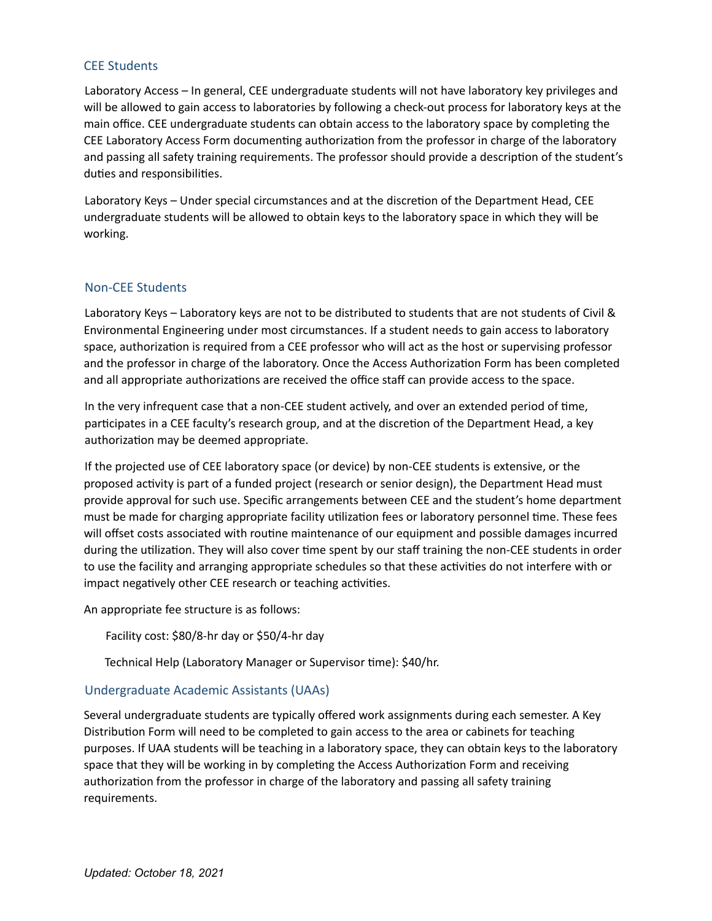## CEE Students

Laboratory Access – In general, CEE undergraduate students will not have laboratory key privileges and will be allowed to gain access to laboratories by following a check-out process for laboratory keys at the main office. CEE undergraduate students can obtain access to the laboratory space by completing the CEE Laboratory Access Form documenting authorization from the professor in charge of the laboratory and passing all safety training requirements. The professor should provide a description of the student's duties and responsibilities.

Laboratory Keys – Under special circumstances and at the discretion of the Department Head, CEE undergraduate students will be allowed to obtain keys to the laboratory space in which they will be working.

## Non-CEE Students

Laboratory Keys – Laboratory keys are not to be distributed to students that are not students of Civil & Environmental Engineering under most circumstances. If a student needs to gain access to laboratory space, authorization is required from a CEE professor who will act as the host or supervising professor and the professor in charge of the laboratory. Once the Access Authorization Form has been completed and all appropriate authorizations are received the office staff can provide access to the space.

In the very infrequent case that a non-CEE student actively, and over an extended period of time, participates in a CEE faculty's research group, and at the discretion of the Department Head, a key authorization may be deemed appropriate.

If the projected use of CEE laboratory space (or device) by non-CEE students is extensive, or the proposed activity is part of a funded project (research or senior design), the Department Head must provide approval for such use. Specific arrangements between CEE and the student's home department must be made for charging appropriate facility utilization fees or laboratory personnel time. These fees will offset costs associated with routine maintenance of our equipment and possible damages incurred during the utilization. They will also cover time spent by our staff training the non-CEE students in order to use the facility and arranging appropriate schedules so that these activities do not interfere with or impact negatively other CEE research or teaching activities.

An appropriate fee structure is as follows:

Facility cost: $80/8-hr day or $50/4-hr day

Technical Help (Laboratory Manager or Supervisor time): $40/hr.

## Undergraduate Academic Assistants (UAAs)

Several undergraduate students are typically offered work assignments during each semester. A Key Distribution Form will need to be completed to gain access to the area or cabinets for teaching purposes. If UAA students will be teaching in a laboratory space, they can obtain keys to the laboratory space that they will be working in by completing the Access Authorization Form and receiving authorization from the professor in charge of the laboratory and passing all safety training requirements.

*Updated: October 18, 2021*